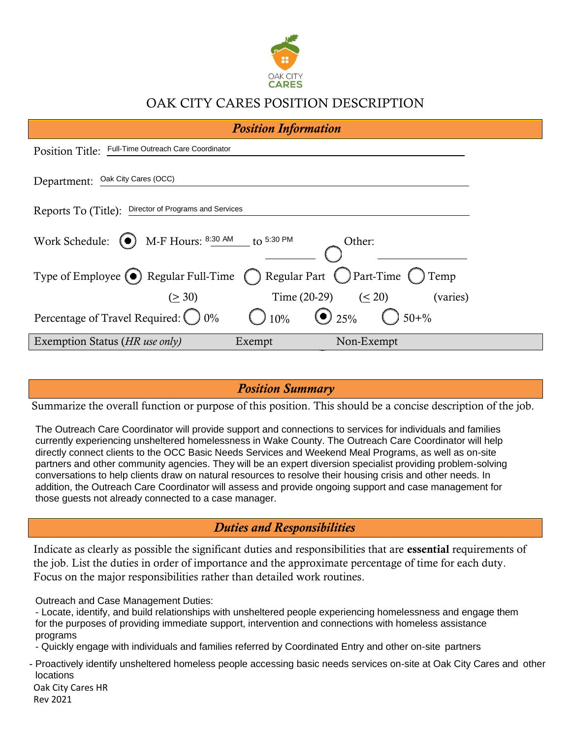OAK CITY CARES

# OAK CITY CARES POSITION DESCRIPTION

## *Position Information*

Position Title: Full-Time Outreach Care Coordinator

Department: Oak City Cares (OCC)

Reports To (Title): Director of Programs and Services

Work Schedule: (●) M-F Hours: 8:30 AM to 5:30 PM ( ) Other:

Type of Employee (●) Regular Full-Time (≥ 30) ( ) Regular Part Time (20-29) ( ) Part-Time (≤ 20) ( ) Temp (varies)

Percentage of Travel Required: ( ) 0% ( ) 10% (●) 25% ( ) 50+%

Exemption Status (*HR use only)* Exempt Non-Exempt

## *Position Summary*

Summarize the overall function or purpose of this position. This should be a concise description of the job.

The Outreach Care Coordinator will provide support and connections to services for individuals and families currently experiencing unsheltered homelessness in Wake County. The Outreach Care Coordinator will help directly connect clients to the OCC Basic Needs Services and Weekend Meal Programs, as well as on-site partners and other community agencies. They will be an expert diversion specialist providing problem-solving conversations to help clients draw on natural resources to resolve their housing crisis and other needs. In addition, the Outreach Care Coordinator will assess and provide ongoing support and case management for those guests not already connected to a case manager.

## *Duties and Responsibilities*

Indicate as clearly as possible the significant duties and responsibilities that are **essential** requirements of the job. List the duties in order of importance and the approximate percentage of time for each duty. Focus on the major responsibilities rather than detailed work routines.

Outreach and Case Management Duties:

- Locate, identify, and build relationships with unsheltered people experiencing homelessness and engage them for the purposes of providing immediate support, intervention and connections with homeless assistance programs
- Quickly engage with individuals and families referred by Coordinated Entry and other on-site partners
- Proactively identify unsheltered homeless people accessing basic needs services on-site at Oak City Cares and other locations

Oak City Cares HR
Rev 2021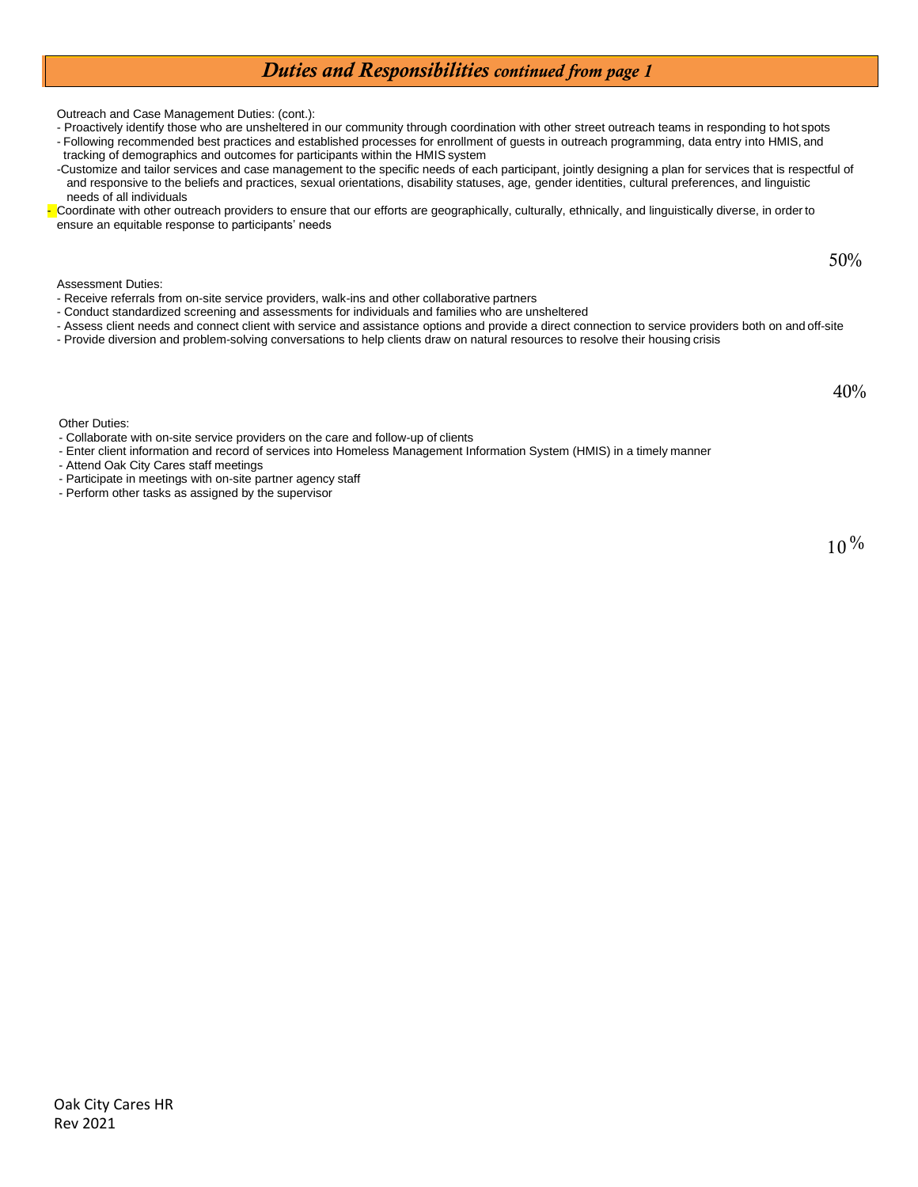## *Duties and Responsibilities continued from page 1*

Outreach and Case Management Duties: (cont.):

- Proactively identify those who are unsheltered in our community through coordination with other street outreach teams in responding to hot spots
- Following recommended best practices and established processes for enrollment of guests in outreach programming, data entry into HMIS, and tracking of demographics and outcomes for participants within the HMIS system
- Customize and tailor services and case management to the specific needs of each participant, jointly designing a plan for services that is respectful of and responsive to the beliefs and practices, sexual orientations, disability statuses, age, gender identities, cultural preferences, and linguistic needs of all individuals
- Coordinate with other outreach providers to ensure that our efforts are geographically, culturally, ethnically, and linguistically diverse, in order to ensure an equitable response to participants' needs

50%

Assessment Duties:

- Receive referrals from on-site service providers, walk-ins and other collaborative partners
- Conduct standardized screening and assessments for individuals and families who are unsheltered
- Assess client needs and connect client with service and assistance options and provide a direct connection to service providers both on and off-site
- Provide diversion and problem-solving conversations to help clients draw on natural resources to resolve their housing crisis

40%

Other Duties:

- Collaborate with on-site service providers on the care and follow-up of clients
- Enter client information and record of services into Homeless Management Information System (HMIS) in a timely manner
- Attend Oak City Cares staff meetings
- Participate in meetings with on-site partner agency staff
- Perform other tasks as assigned by the supervisor

10%

Oak City Cares HR
Rev 2021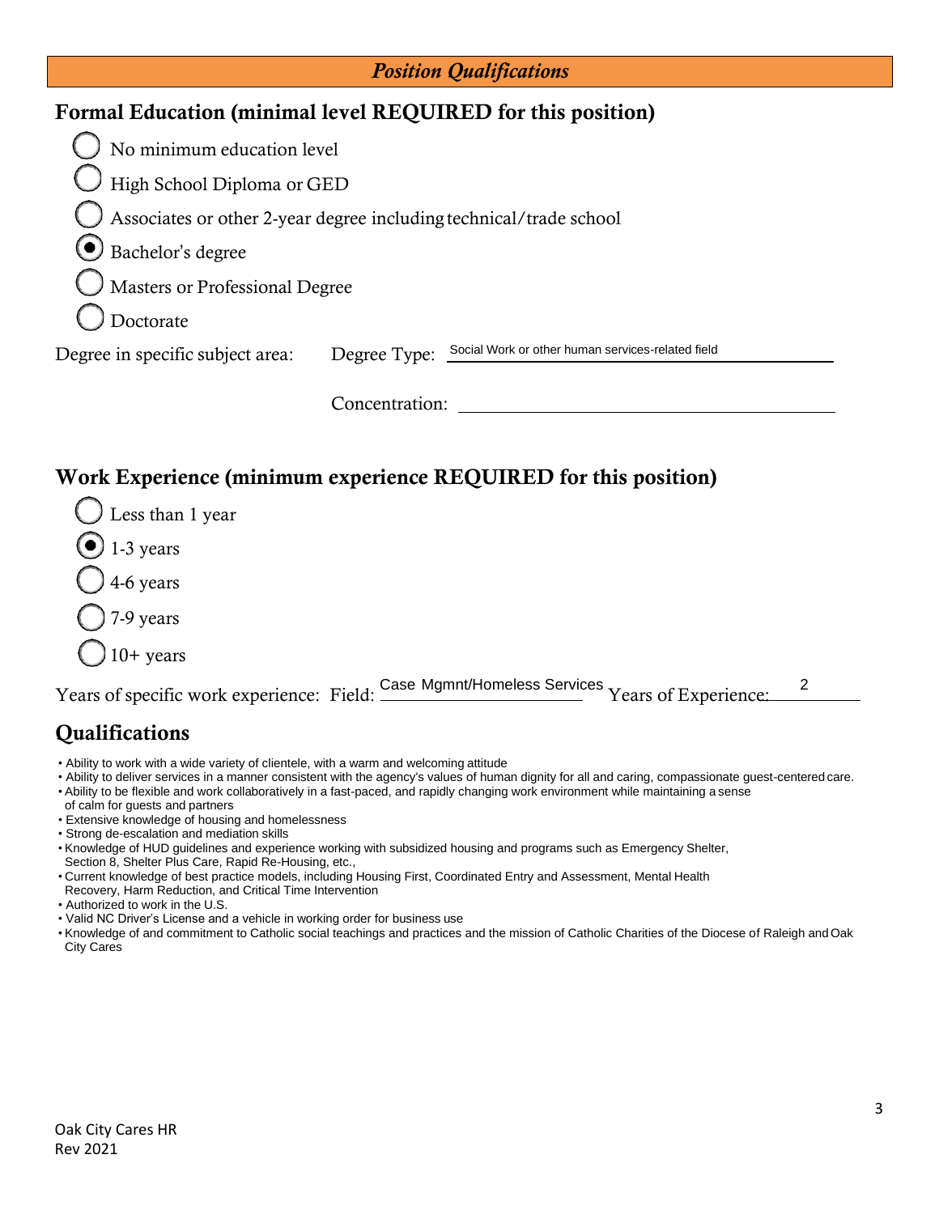## *Position Qualifications*

### Formal Education (minimal level REQUIRED for this position)

- ○ No minimum education level
- ○ High School Diploma or GED
- ○ Associates or other 2-year degree including technical/trade school
- ◉ Bachelor's degree
- ○ Masters or Professional Degree
- ○ Doctorate

Degree in specific subject area: Degree Type: Social Work or other human services-related field

Concentration: ______________________________

### Work Experience (minimum experience REQUIRED for this position)

- ○ Less than 1 year
- ◉ 1-3 years
- ○ 4-6 years
- ○ 7-9 years
- ○ 10+ years

Years of specific work experience: Field: Case Mgmnt/Homeless Services Years of Experience: 2

### Qualifications

- Ability to work with a wide variety of clientele, with a warm and welcoming attitude
- Ability to deliver services in a manner consistent with the agency's values of human dignity for all and caring, compassionate guest-centered care.
- Ability to be flexible and work collaboratively in a fast-paced, and rapidly changing work environment while maintaining a sense of calm for guests and partners
- Extensive knowledge of housing and homelessness
- Strong de-escalation and mediation skills
- Knowledge of HUD guidelines and experience working with subsidized housing and programs such as Emergency Shelter, Section 8, Shelter Plus Care, Rapid Re-Housing, etc.,
- Current knowledge of best practice models, including Housing First, Coordinated Entry and Assessment, Mental Health Recovery, Harm Reduction, and Critical Time Intervention
- Authorized to work in the U.S.
- Valid NC Driver's License and a vehicle in working order for business use
- Knowledge of and commitment to Catholic social teachings and practices and the mission of Catholic Charities of the Diocese of Raleigh and Oak City Cares

Oak City Cares HR
Rev 2021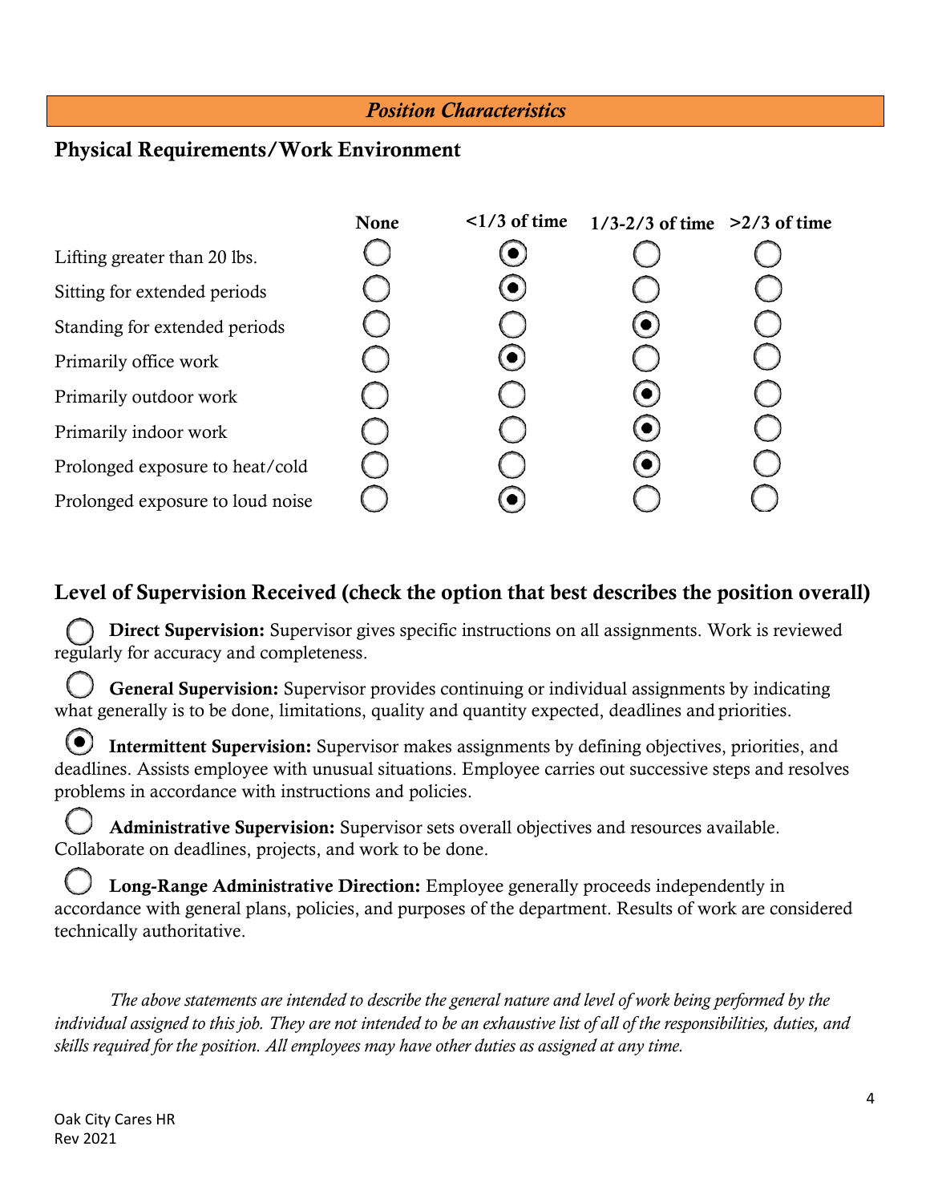## *Position Characteristics*

### Physical Requirements/Work Environment

| | None | <1/3 of time | 1/3-2/3 of time | >2/3 of time |
|---|---|---|---|---|
| Lifting greater than 20 lbs. | ○ | ◉ | ○ | ○ |
| Sitting for extended periods | ○ | ◉ | ○ | ○ |
| Standing for extended periods | ○ | ○ | ◉ | ○ |
| Primarily office work | ○ | ◉ | ○ | ○ |
| Primarily outdoor work | ○ | ○ | ◉ | ○ |
| Primarily indoor work | ○ | ○ | ◉ | ○ |
| Prolonged exposure to heat/cold | ○ | ○ | ◉ | ○ |
| Prolonged exposure to loud noise | ○ | ◉ | ○ | ○ |

### Level of Supervision Received (check the option that best describes the position overall)

○ **Direct Supervision:** Supervisor gives specific instructions on all assignments. Work is reviewed regularly for accuracy and completeness.

○ **General Supervision:** Supervisor provides continuing or individual assignments by indicating what generally is to be done, limitations, quality and quantity expected, deadlines and priorities.

◉ **Intermittent Supervision:** Supervisor makes assignments by defining objectives, priorities, and deadlines. Assists employee with unusual situations. Employee carries out successive steps and resolves problems in accordance with instructions and policies.

○ **Administrative Supervision:** Supervisor sets overall objectives and resources available. Collaborate on deadlines, projects, and work to be done.

○ **Long-Range Administrative Direction:** Employee generally proceeds independently in accordance with general plans, policies, and purposes of the department. Results of work are considered technically authoritative.

*The above statements are intended to describe the general nature and level of work being performed by the individual assigned to this job. They are not intended to be an exhaustive list of all of the responsibilities, duties, and skills required for the position. All employees may have other duties as assigned at any time.*